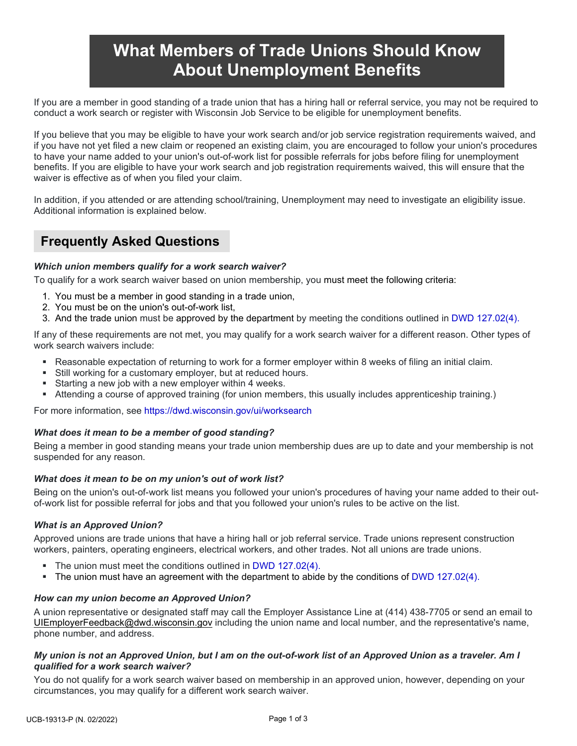# What Members of Trade Unions Should Know About Unemployment Benefits

If you are a member in good standing of a trade union that has a hiring hall or referral service, you may not be required to conduct a work search or register with Wisconsin Job Service to be eligible for unemployment benefits.

If you believe that you may be eligible to have your work search and/or job service registration requirements waived, and if you have not yet filed a new claim or reopened an existing claim, you are encouraged to follow your union's procedures to have your name added to your union's out-of-work list for possible referrals for jobs before filing for unemployment benefits. If you are eligible to have your work search and job registration requirements waived, this will ensure that the waiver is effective as of when you filed your claim.

In addition, if you attended or are attending school/training, Unemployment may need to investigate an eligibility issue. Additional information is explained below.

## Frequently Asked Questions

***Which union members qualify for a work search waiver?***

To qualify for a work search waiver based on union membership, you must meet the following criteria:

1. You must be a member in good standing in a trade union,
2. You must be on the union's out-of-work list,
3. And the trade union must be approved by the department by meeting the conditions outlined in DWD 127.02(4).

If any of these requirements are not met, you may qualify for a work search waiver for a different reason. Other types of work search waivers include:

- Reasonable expectation of returning to work for a former employer within 8 weeks of filing an initial claim.
- Still working for a customary employer, but at reduced hours.
- Starting a new job with a new employer within 4 weeks.
- Attending a course of approved training (for union members, this usually includes apprenticeship training.)

For more information, see https://dwd.wisconsin.gov/ui/worksearch

***What does it mean to be a member of good standing?***

Being a member in good standing means your trade union membership dues are up to date and your membership is not suspended for any reason.

***What does it mean to be on my union's out of work list?***

Being on the union's out-of-work list means you followed your union's procedures of having your name added to their out-of-work list for possible referral for jobs and that you followed your union's rules to be active on the list.

***What is an Approved Union?***

Approved unions are trade unions that have a hiring hall or job referral service. Trade unions represent construction workers, painters, operating engineers, electrical workers, and other trades. Not all unions are trade unions.

- The union must meet the conditions outlined in DWD 127.02(4).
- The union must have an agreement with the department to abide by the conditions of DWD 127.02(4).

***How can my union become an Approved Union?***

A union representative or designated staff may call the Employer Assistance Line at (414) 438-7705 or send an email to UIEmployerFeedback@dwd.wisconsin.gov including the union name and local number, and the representative's name, phone number, and address.

***My union is not an Approved Union, but I am on the out-of-work list of an Approved Union as a traveler. Am I qualified for a work search waiver?***

You do not qualify for a work search waiver based on membership in an approved union, however, depending on your circumstances, you may qualify for a different work search waiver.

UCB-19313-P (N. 02/2022)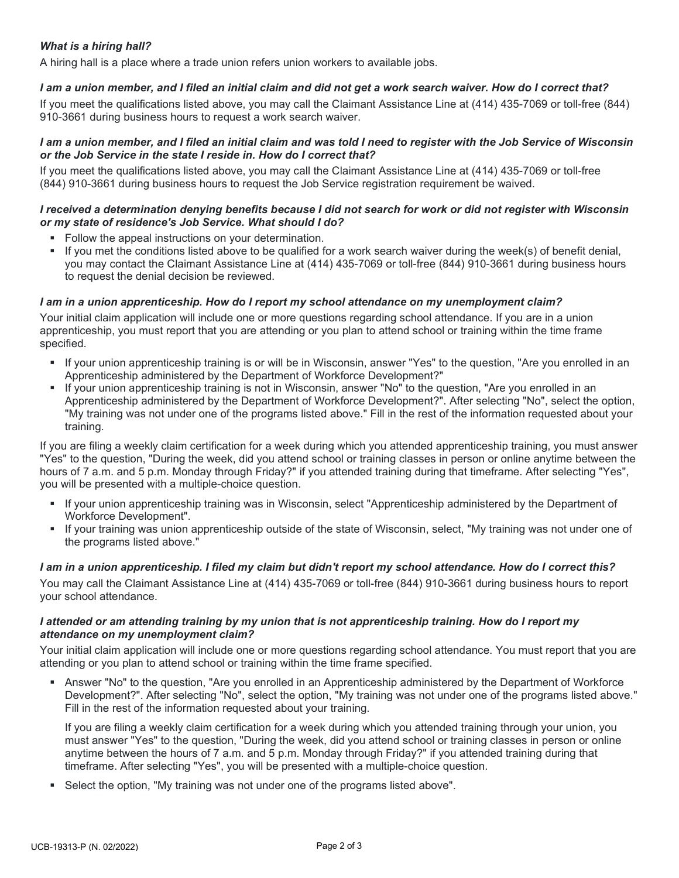***What is a hiring hall?***

A hiring hall is a place where a trade union refers union workers to available jobs.

***I am a union member, and I filed an initial claim and did not get a work search waiver. How do I correct that?***

If you meet the qualifications listed above, you may call the Claimant Assistance Line at (414) 435-7069 or toll-free (844) 910-3661 during business hours to request a work search waiver.

***I am a union member, and I filed an initial claim and was told I need to register with the Job Service of Wisconsin or the Job Service in the state I reside in. How do I correct that?***

If you meet the qualifications listed above, you may call the Claimant Assistance Line at (414) 435-7069 or toll-free (844) 910-3661 during business hours to request the Job Service registration requirement be waived.

***I received a determination denying benefits because I did not search for work or did not register with Wisconsin or my state of residence's Job Service. What should I do?***

- Follow the appeal instructions on your determination.
- If you met the conditions listed above to be qualified for a work search waiver during the week(s) of benefit denial, you may contact the Claimant Assistance Line at (414) 435-7069 or toll-free (844) 910-3661 during business hours to request the denial decision be reviewed.

***I am in a union apprenticeship. How do I report my school attendance on my unemployment claim?***

Your initial claim application will include one or more questions regarding school attendance. If you are in a union apprenticeship, you must report that you are attending or you plan to attend school or training within the time frame specified.

- If your union apprenticeship training is or will be in Wisconsin, answer "Yes" to the question, "Are you enrolled in an Apprenticeship administered by the Department of Workforce Development?"
- If your union apprenticeship training is not in Wisconsin, answer "No" to the question, "Are you enrolled in an Apprenticeship administered by the Department of Workforce Development?". After selecting "No", select the option, "My training was not under one of the programs listed above." Fill in the rest of the information requested about your training.

If you are filing a weekly claim certification for a week during which you attended apprenticeship training, you must answer "Yes" to the question, "During the week, did you attend school or training classes in person or online anytime between the hours of 7 a.m. and 5 p.m. Monday through Friday?" if you attended training during that timeframe. After selecting "Yes", you will be presented with a multiple-choice question.

- If your union apprenticeship training was in Wisconsin, select "Apprenticeship administered by the Department of Workforce Development".
- If your training was union apprenticeship outside of the state of Wisconsin, select, "My training was not under one of the programs listed above."

***I am in a union apprenticeship. I filed my claim but didn't report my school attendance. How do I correct this?***

You may call the Claimant Assistance Line at (414) 435-7069 or toll-free (844) 910-3661 during business hours to report your school attendance.

***I attended or am attending training by my union that is not apprenticeship training. How do I report my attendance on my unemployment claim?***

Your initial claim application will include one or more questions regarding school attendance. You must report that you are attending or you plan to attend school or training within the time frame specified.

- Answer "No" to the question, "Are you enrolled in an Apprenticeship administered by the Department of Workforce Development?". After selecting "No", select the option, "My training was not under one of the programs listed above." Fill in the rest of the information requested about your training.

  If you are filing a weekly claim certification for a week during which you attended training through your union, you must answer "Yes" to the question, "During the week, did you attend school or training classes in person or online anytime between the hours of 7 a.m. and 5 p.m. Monday through Friday?" if you attended training during that timeframe. After selecting "Yes", you will be presented with a multiple-choice question.

- Select the option, "My training was not under one of the programs listed above".

UCB-19313-P (N. 02/2022)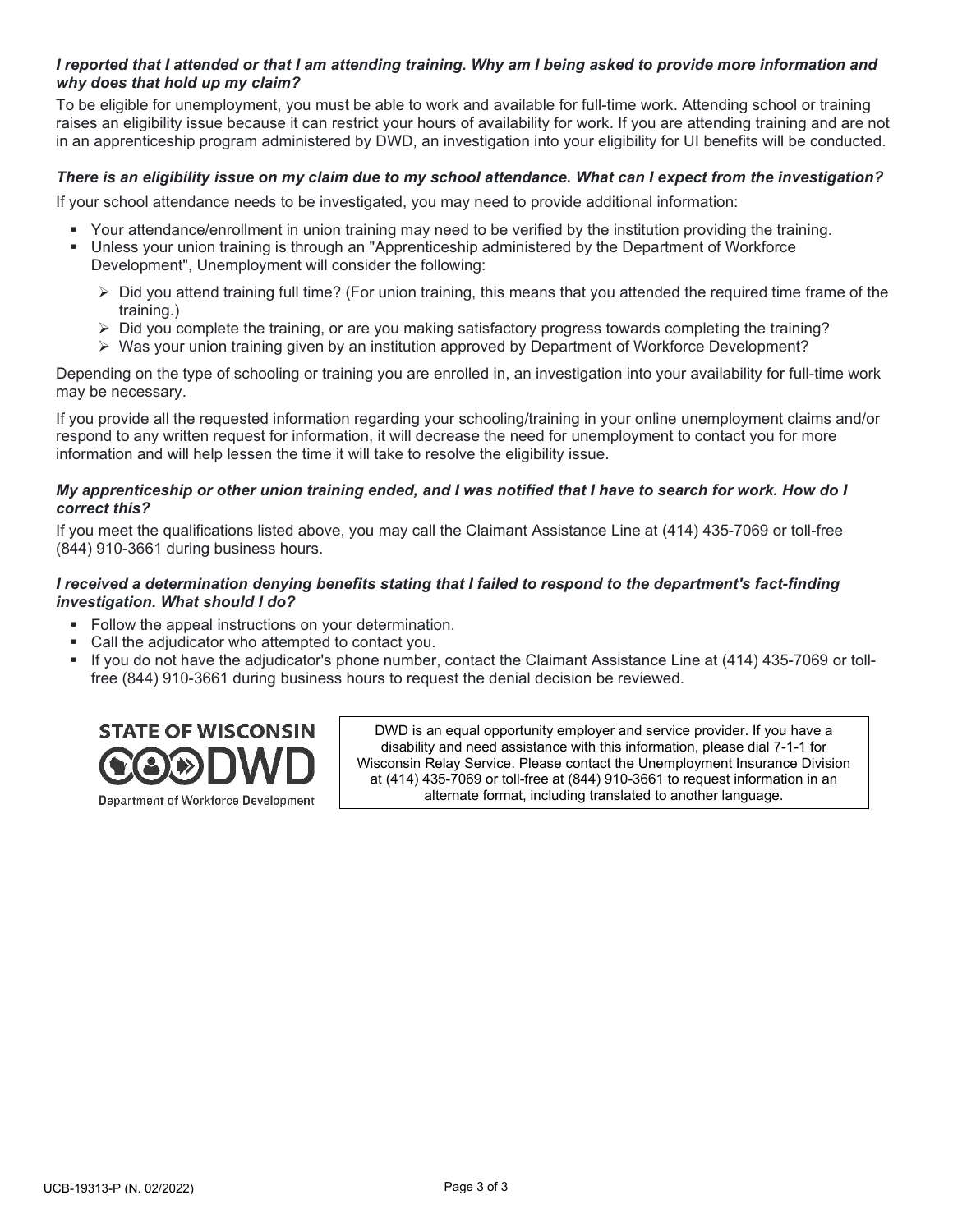***I reported that I attended or that I am attending training. Why am I being asked to provide more information and why does that hold up my claim?***

To be eligible for unemployment, you must be able to work and available for full-time work. Attending school or training raises an eligibility issue because it can restrict your hours of availability for work. If you are attending training and are not in an apprenticeship program administered by DWD, an investigation into your eligibility for UI benefits will be conducted.

***There is an eligibility issue on my claim due to my school attendance. What can I expect from the investigation?***

If your school attendance needs to be investigated, you may need to provide additional information:

- Your attendance/enrollment in union training may need to be verified by the institution providing the training.
- Unless your union training is through an "Apprenticeship administered by the Department of Workforce Development", Unemployment will consider the following:
  - Did you attend training full time? (For union training, this means that you attended the required time frame of the training.)
  - Did you complete the training, or are you making satisfactory progress towards completing the training?
  - Was your union training given by an institution approved by Department of Workforce Development?

Depending on the type of schooling or training you are enrolled in, an investigation into your availability for full-time work may be necessary.

If you provide all the requested information regarding your schooling/training in your online unemployment claims and/or respond to any written request for information, it will decrease the need for unemployment to contact you for more information and will help lessen the time it will take to resolve the eligibility issue.

***My apprenticeship or other union training ended, and I was notified that I have to search for work. How do I correct this?***

If you meet the qualifications listed above, you may call the Claimant Assistance Line at (414) 435-7069 or toll-free (844) 910-3661 during business hours.

***I received a determination denying benefits stating that I failed to respond to the department's fact-finding investigation. What should I do?***

- Follow the appeal instructions on your determination.
- Call the adjudicator who attempted to contact you.
- If you do not have the adjudicator's phone number, contact the Claimant Assistance Line at (414) 435-7069 or toll-free (844) 910-3661 during business hours to request the denial decision be reviewed.

STATE OF WISCONSIN DWD
Department of Workforce Development

DWD is an equal opportunity employer and service provider. If you have a disability and need assistance with this information, please dial 7-1-1 for Wisconsin Relay Service. Please contact the Unemployment Insurance Division at (414) 435-7069 or toll-free at (844) 910-3661 to request information in an alternate format, including translated to another language.

UCB-19313-P (N. 02/2022)